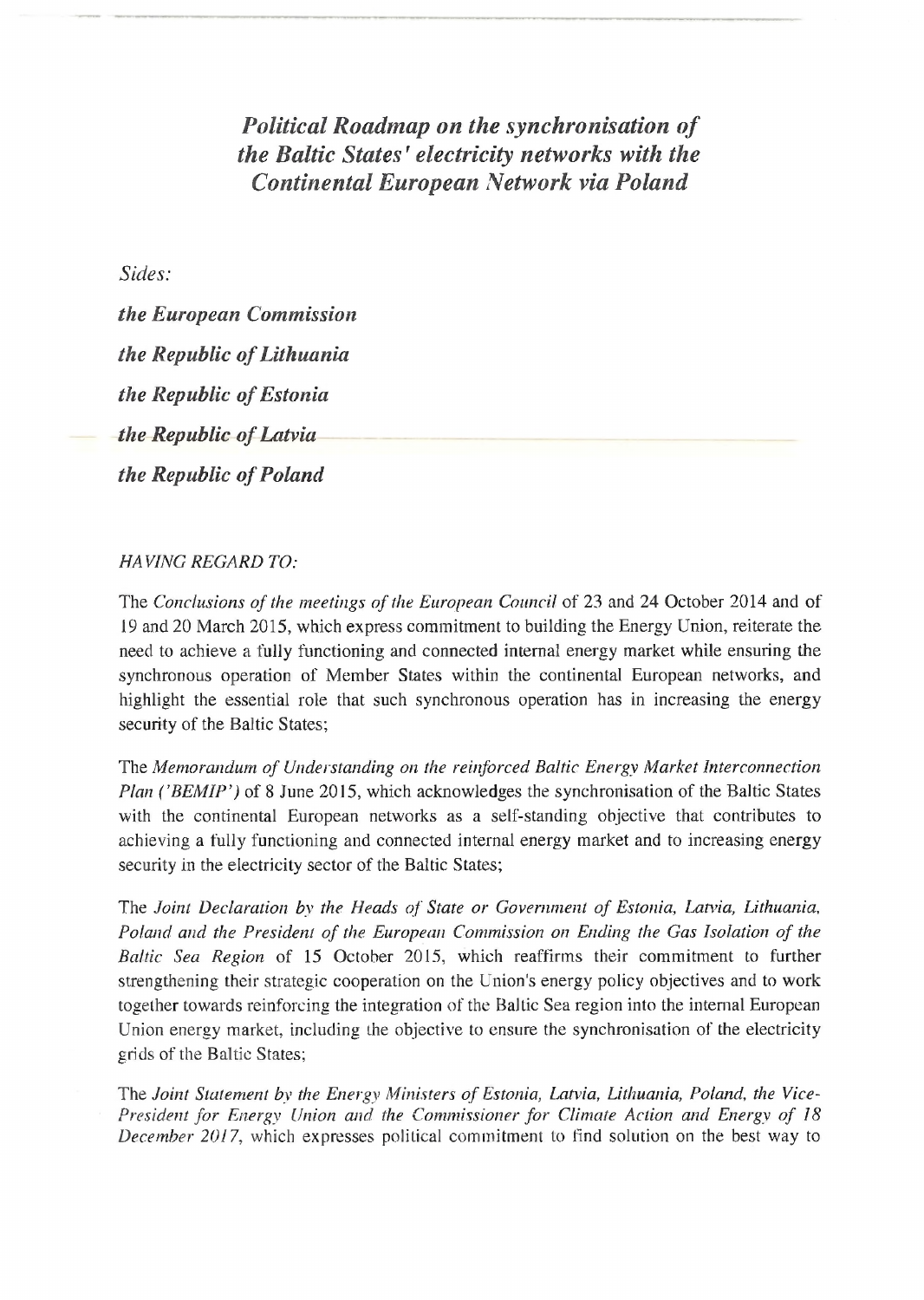# *Political Roadmap on the synchronisation of the Baltic States' electricity networks with the Continental European Network via Poland*

*Sides:*

***the European Commission***

***the Republic of Lithuania***

***the Republic of Estonia***

***the Republic of Latvia***

***the Republic of Poland***

*HAVING REGARD TO:*

The *Conclusions of the meetings of the European Council* of 23 and 24 October 2014 and of 19 and 20 March 2015, which express commitment to building the Energy Union, reiterate the need to achieve a fully functioning and connected internal energy market while ensuring the synchronous operation of Member States within the continental European networks, and highlight the essential role that such synchronous operation has in increasing the energy security of the Baltic States;

The *Memorandum of Understanding on the reinforced Baltic Energy Market Interconnection Plan ('BEMIP')* of 8 June 2015, which acknowledges the synchronisation of the Baltic States with the continental European networks as a self-standing objective that contributes to achieving a fully functioning and connected internal energy market and to increasing energy security in the electricity sector of the Baltic States;

The *Joint Declaration by the Heads of State or Government of Estonia, Latvia, Lithuania, Poland and the President of the European Commission on Ending the Gas Isolation of the Baltic Sea Region* of 15 October 2015, which reaffirms their commitment to further strengthening their strategic cooperation on the Union's energy policy objectives and to work together towards reinforcing the integration of the Baltic Sea region into the internal European Union energy market, including the objective to ensure the synchronisation of the electricity grids of the Baltic States;

The *Joint Statement by the Energy Ministers of Estonia, Latvia, Lithuania, Poland, the Vice-President for Energy Union and the Commissioner for Climate Action and Energy of 18 December 2017*, which expresses political commitment to find solution on the best way to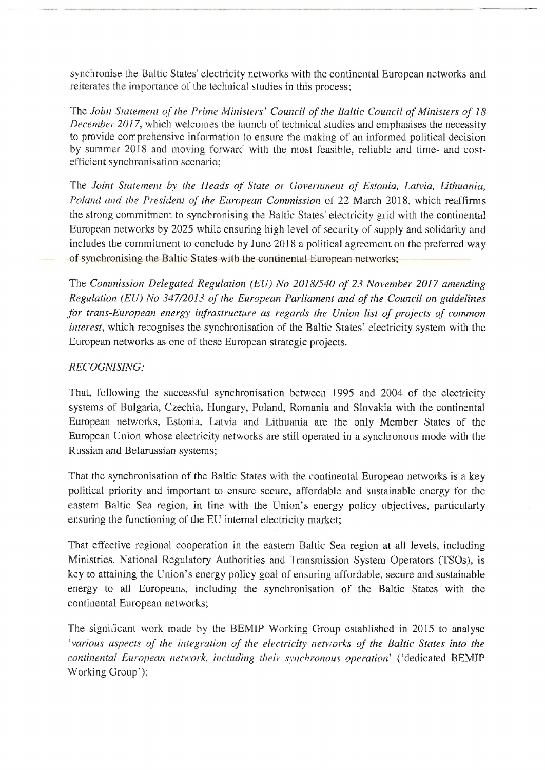synchronise the Baltic States' electricity networks with the continental European networks and reiterates the importance of the technical studies in this process;

The *Joint Statement of the Prime Ministers' Council of the Baltic Council of Ministers of 18 December 2017*, which welcomes the launch of technical studies and emphasises the necessity to provide comprehensive information to ensure the making of an informed political decision by summer 2018 and moving forward with the most feasible, reliable and time- and cost-efficient synchronisation scenario;

The *Joint Statement by the Heads of State or Government of Estonia, Latvia, Lithuania, Poland and the President of the European Commission* of 22 March 2018, which reaffirms the strong commitment to synchronising the Baltic States' electricity grid with the continental European networks by 2025 while ensuring high level of security of supply and solidarity and includes the commitment to conclude by June 2018 a political agreement on the preferred way of synchronising the Baltic States with the continental European networks;

The *Commission Delegated Regulation (EU) No 2018/540 of 23 November 2017 amending Regulation (EU) No 347/2013 of the European Parliament and of the Council on guidelines for trans-European energy infrastructure as regards the Union list of projects of common interest*, which recognises the synchronisation of the Baltic States' electricity system with the European networks as one of these European strategic projects.

*RECOGNISING:*

That, following the successful synchronisation between 1995 and 2004 of the electricity systems of Bulgaria, Czechia, Hungary, Poland, Romania and Slovakia with the continental European networks, Estonia, Latvia and Lithuania are the only Member States of the European Union whose electricity networks are still operated in a synchronous mode with the Russian and Belarussian systems;

That the synchronisation of the Baltic States with the continental European networks is a key political priority and important to ensure secure, affordable and sustainable energy for the eastern Baltic Sea region, in line with the Union's energy policy objectives, particularly ensuring the functioning of the EU internal electricity market;

That effective regional cooperation in the eastern Baltic Sea region at all levels, including Ministries, National Regulatory Authorities and Transmission System Operators (TSOs), is key to attaining the Union's energy policy goal of ensuring affordable, secure and sustainable energy to all Europeans, including the synchronisation of the Baltic States with the continental European networks;

The significant work made by the BEMIP Working Group established in 2015 to analyse '*various aspects of the integration of the electricity networks of the Baltic States into the continental European network, including their synchronous operation*' ('dedicated BEMIP Working Group');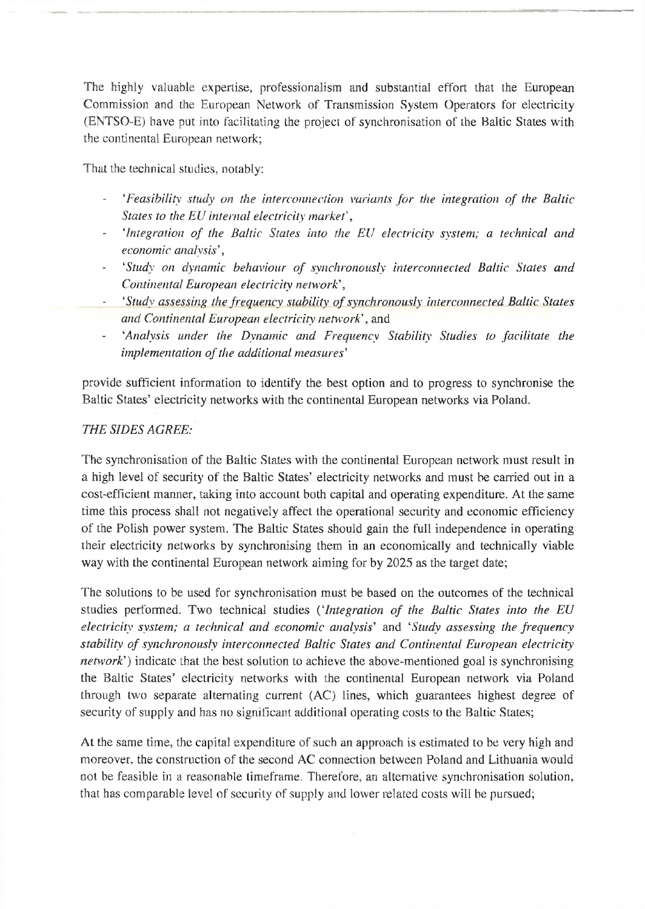The highly valuable expertise, professionalism and substantial effort that the European Commission and the European Network of Transmission System Operators for electricity (ENTSO-E) have put into facilitating the project of synchronisation of the Baltic States with the continental European network;

That the technical studies, notably:

- *'Feasibility study on the interconnection variants for the integration of the Baltic States to the EU internal electricity market'*,
- *'Integration of the Baltic States into the EU electricity system; a technical and economic analysis'*,
- *'Study on dynamic behaviour of synchronously interconnected Baltic States and Continental European electricity network'*,
- *'Study assessing the frequency stability of synchronously interconnected Baltic States and Continental European electricity network'*, and
- *'Analysis under the Dynamic and Frequency Stability Studies to facilitate the implementation of the additional measures'*

provide sufficient information to identify the best option and to progress to synchronise the Baltic States' electricity networks with the continental European networks via Poland.

*THE SIDES AGREE:*

The synchronisation of the Baltic States with the continental European network must result in a high level of security of the Baltic States' electricity networks and must be carried out in a cost-efficient manner, taking into account both capital and operating expenditure. At the same time this process shall not negatively affect the operational security and economic efficiency of the Polish power system. The Baltic States should gain the full independence in operating their electricity networks by synchronising them in an economically and technically viable way with the continental European network aiming for by 2025 as the target date;

The solutions to be used for synchronisation must be based on the outcomes of the technical studies performed. Two technical studies (*'Integration of the Baltic States into the EU electricity system; a technical and economic analysis'* and *'Study assessing the frequency stability of synchronously interconnected Baltic States and Continental European electricity network'*) indicate that the best solution to achieve the above-mentioned goal is synchronising the Baltic States' electricity networks with the continental European network via Poland through two separate alternating current (AC) lines, which guarantees highest degree of security of supply and has no significant additional operating costs to the Baltic States;

At the same time, the capital expenditure of such an approach is estimated to be very high and moreover, the construction of the second AC connection between Poland and Lithuania would not be feasible in a reasonable timeframe. Therefore, an alternative synchronisation solution, that has comparable level of security of supply and lower related costs will be pursued;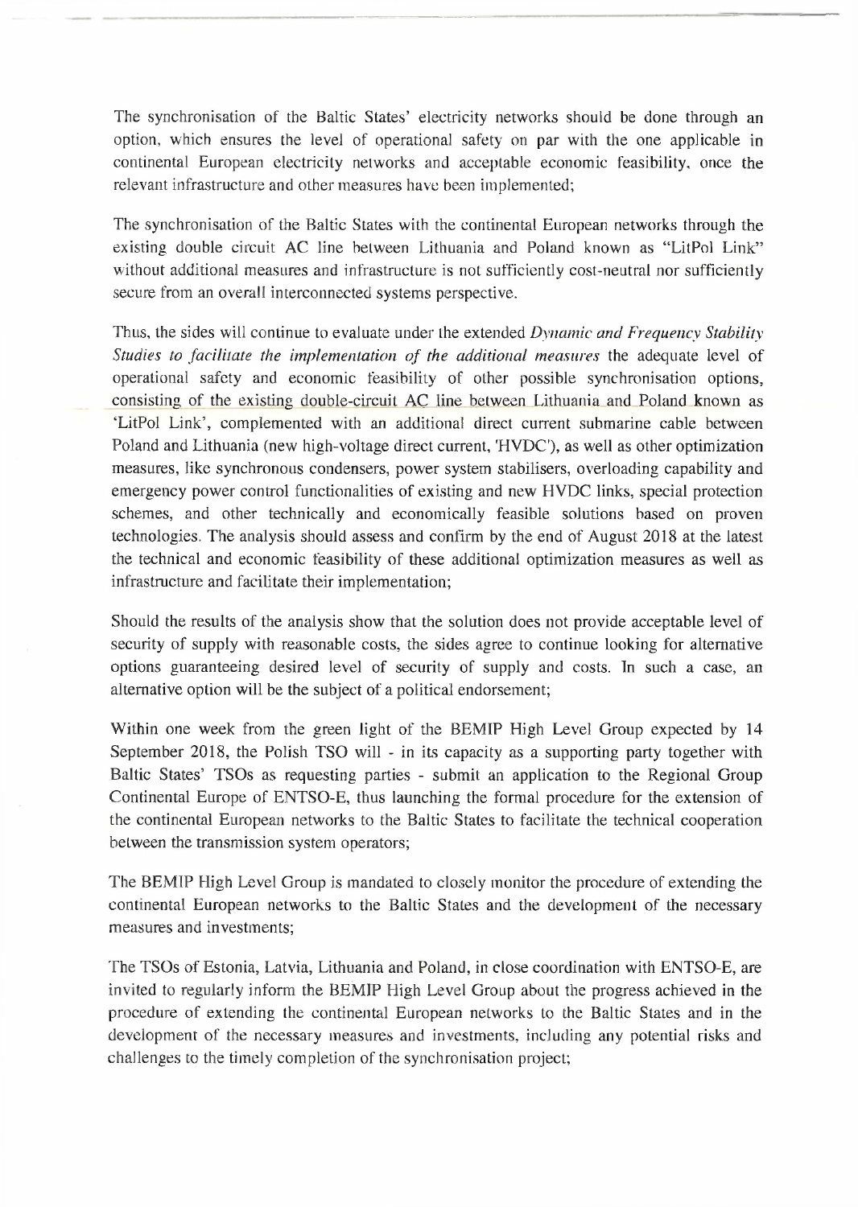The synchronisation of the Baltic States' electricity networks should be done through an option, which ensures the level of operational safety on par with the one applicable in continental European electricity networks and acceptable economic feasibility, once the relevant infrastructure and other measures have been implemented;

The synchronisation of the Baltic States with the continental European networks through the existing double circuit AC line between Lithuania and Poland known as "LitPol Link" without additional measures and infrastructure is not sufficiently cost-neutral nor sufficiently secure from an overall interconnected systems perspective.

Thus, the sides will continue to evaluate under the extended *Dynamic and Frequency Stability Studies to facilitate the implementation of the additional measures* the adequate level of operational safety and economic feasibility of other possible synchronisation options, consisting of the existing double-circuit AC line between Lithuania and Poland known as 'LitPol Link', complemented with an additional direct current submarine cable between Poland and Lithuania (new high-voltage direct current, 'HVDC'), as well as other optimization measures, like synchronous condensers, power system stabilisers, overloading capability and emergency power control functionalities of existing and new HVDC links, special protection schemes, and other technically and economically feasible solutions based on proven technologies. The analysis should assess and confirm by the end of August 2018 at the latest the technical and economic feasibility of these additional optimization measures as well as infrastructure and facilitate their implementation;

Should the results of the analysis show that the solution does not provide acceptable level of security of supply with reasonable costs, the sides agree to continue looking for alternative options guaranteeing desired level of security of supply and costs. In such a case, an alternative option will be the subject of a political endorsement;

Within one week from the green light of the BEMIP High Level Group expected by 14 September 2018, the Polish TSO will - in its capacity as a supporting party together with Baltic States' TSOs as requesting parties - submit an application to the Regional Group Continental Europe of ENTSO-E, thus launching the formal procedure for the extension of the continental European networks to the Baltic States to facilitate the technical cooperation between the transmission system operators;

The BEMIP High Level Group is mandated to closely monitor the procedure of extending the continental European networks to the Baltic States and the development of the necessary measures and investments;

The TSOs of Estonia, Latvia, Lithuania and Poland, in close coordination with ENTSO-E, are invited to regularly inform the BEMIP High Level Group about the progress achieved in the procedure of extending the continental European networks to the Baltic States and in the development of the necessary measures and investments, including any potential risks and challenges to the timely completion of the synchronisation project;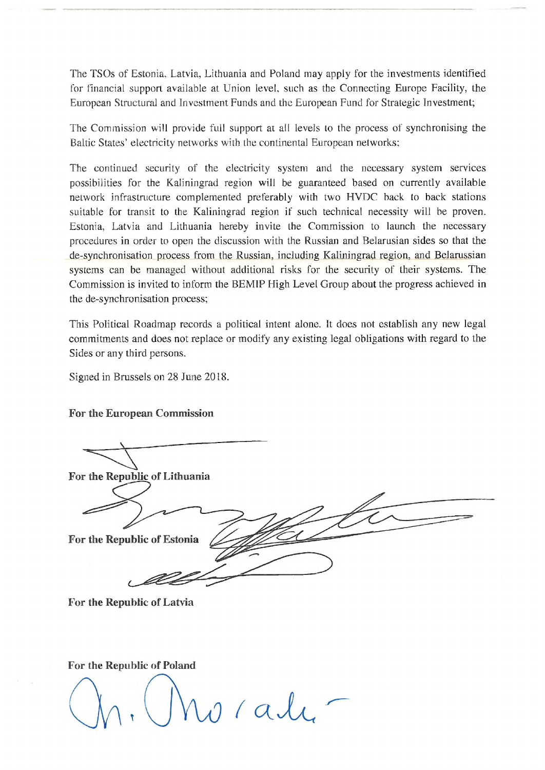The TSOs of Estonia, Latvia, Lithuania and Poland may apply for the investments identified for financial support available at Union level, such as the Connecting Europe Facility, the European Structural and Investment Funds and the European Fund for Strategic Investment;

The Commission will provide full support at all levels to the process of synchronising the Baltic States' electricity networks with the continental European networks;

The continued security of the electricity system and the necessary system services possibilities for the Kaliningrad region will be guaranteed based on currently available network infrastructure complemented preferably with two HVDC back to back stations suitable for transit to the Kaliningrad region if such technical necessity will be proven. Estonia, Latvia and Lithuania hereby invite the Commission to launch the necessary procedures in order to open the discussion with the Russian and Belarusian sides so that the de-synchronisation process from the Russian, including Kaliningrad region, and Belarussian systems can be managed without additional risks for the security of their systems. The Commission is invited to inform the BEMIP High Level Group about the progress achieved in the de-synchronisation process;

This Political Roadmap records a political intent alone. It does not establish any new legal commitments and does not replace or modify any existing legal obligations with regard to the Sides or any third persons.

Signed in Brussels on 28 June 2018.

**For the European Commission**

**For the Republic of Lithuania**

**For the Republic of Estonia**

**For the Republic of Latvia**

**For the Republic of Poland**